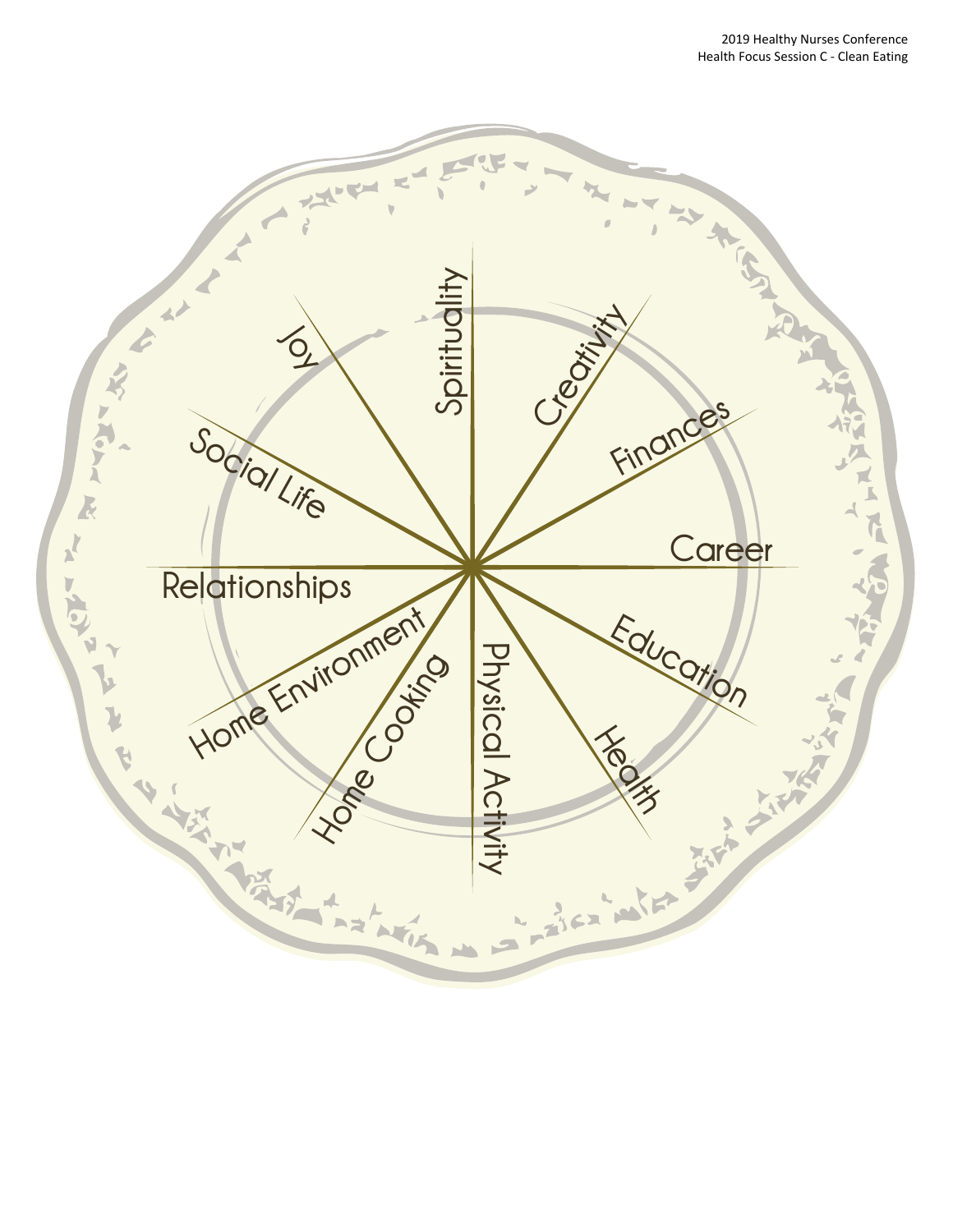2019 Healthy Nurses Conference
Health Focus Session C - Clean Eating

Spirituality

Creativity

Finances

Career

Education

Health

Physical Activity

Home Cooking

Home Environment

Relationships

Social Life

Joy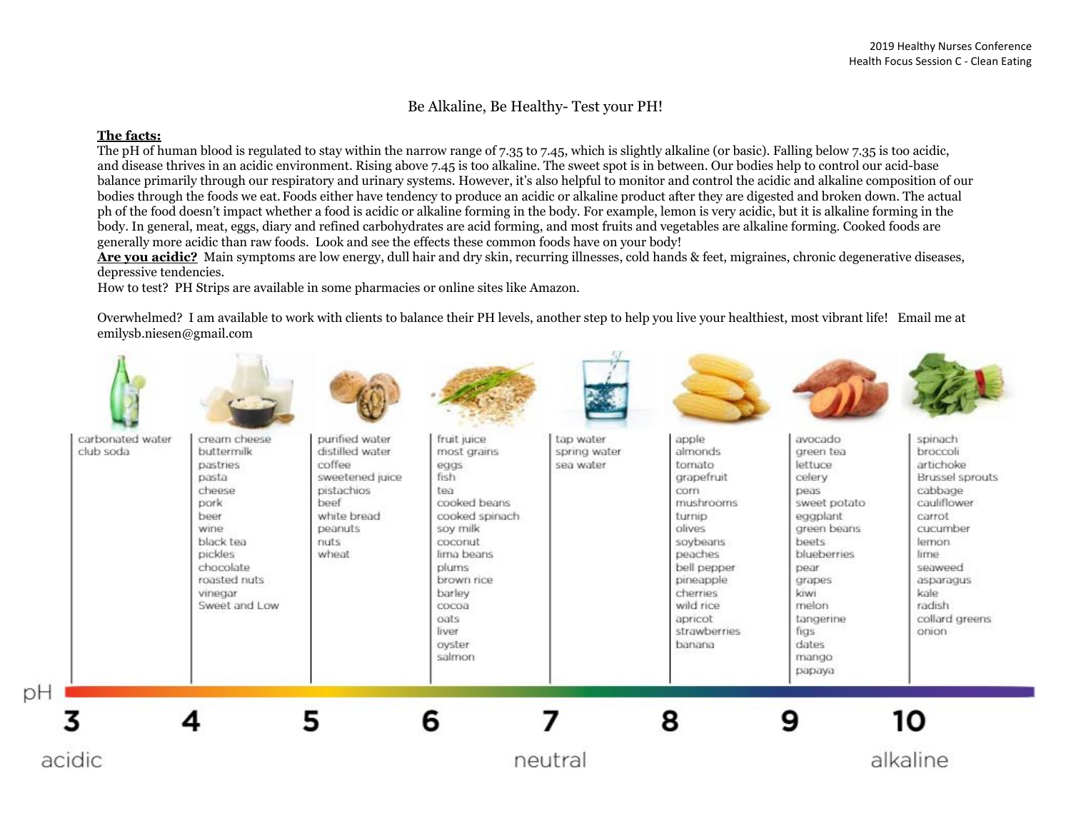# Be Alkaline, Be Healthy- Test your PH!

**The facts:**
The pH of human blood is regulated to stay within the narrow range of 7.35 to 7.45, which is slightly alkaline (or basic). Falling below 7.35 is too acidic, and disease thrives in an acidic environment. Rising above 7.45 is too alkaline. The sweet spot is in between. Our bodies help to control our acid-base balance primarily through our respiratory and urinary systems. However, it's also helpful to monitor and control the acidic and alkaline composition of our bodies through the foods we eat. Foods either have tendency to produce an acidic or alkaline product after they are digested and broken down. The actual ph of the food doesn't impact whether a food is acidic or alkaline forming in the body. For example, lemon is very acidic, but it is alkaline forming in the body. In general, meat, eggs, diary and refined carbohydrates are acid forming, and most fruits and vegetables are alkaline forming. Cooked foods are generally more acidic than raw foods. Look and see the effects these common foods have on your body!

**Are you acidic?** Main symptoms are low energy, dull hair and dry skin, recurring illnesses, cold hands & feet, migraines, chronic degenerative diseases, depressive tendencies.

How to test? PH Strips are available in some pharmacies or online sites like Amazon.

Overwhelmed? I am available to work with clients to balance their PH levels, another step to help you live your healthiest, most vibrant life! Email me at emilysb.niesen@gmail.com

| pH 3 | pH 4 | pH 5 | pH 6 | pH 7 | pH 8 | pH 9 | pH 10 |
|---|---|---|---|---|---|---|---|
| carbonated water | cream cheese | purified water | fruit juice | tap water | apple | avocado | spinach |
| club soda | buttermilk | distilled water | most grains | spring water | almonds | green tea | broccoli |
| | pastries | coffee | eggs | sea water | tomato | lettuce | artichoke |
| | pasta | sweetened juice | fish | | grapefruit | celery | Brussel sprouts |
| | cheese | pistachios | tea | | corn | peas | cabbage |
| | pork | beef | cooked beans | | mushrooms | sweet potato | cauliflower |
| | beer | white bread | cooked spinach | | turnip | eggplant | carrot |
| | wine | peanuts | soy milk | | olives | green beans | cucumber |
| | black tea | nuts | coconut | | soybeans | beets | lemon |
| | pickles | wheat | lima beans | | peaches | blueberries | lime |
| | chocolate | | plums | | bell pepper | pear | seaweed |
| | roasted nuts | | brown rice | | pineapple | grapes | asparagus |
| | vinegar | | barley | | cherries | kiwi | kale |
| | Sweet and Low | | cocoa | | wild rice | melon | radish |
| | | | oats | | apricot | tangerine | collard greens |
| | | | liver | | strawberries | figs | onion |
| | | | oyster | | banana | dates | |
| | | | salmon | | | mango | |
| | | | | | | papaya | |

pH: 3 — acidic; 7 — neutral; 10 — alkaline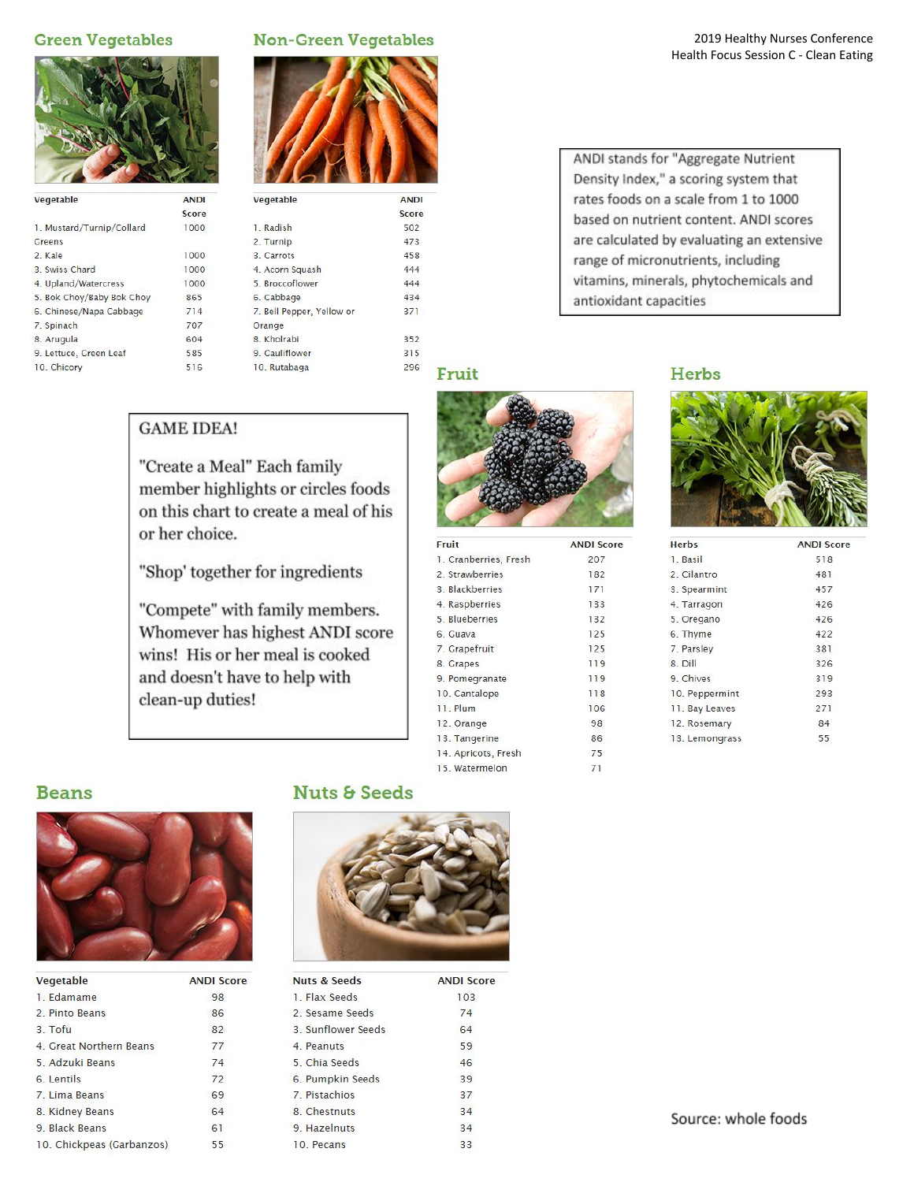## Green Vegetables

| Vegetable | ANDI Score |
|---|---|
| 1. Mustard/Turnip/Collard Greens | 1000 |
| 2. Kale | 1000 |
| 3. Swiss Chard | 1000 |
| 4. Upland/Watercress | 1000 |
| 5. Bok Choy/Baby Bok Choy | 865 |
| 6. Chinese/Napa Cabbage | 714 |
| 7. Spinach | 707 |
| 8. Arugula | 604 |
| 9. Lettuce, Green Leaf | 585 |
| 10. Chicory | 516 |

## Non-Green Vegetables

| Vegetable | ANDI Score |
|---|---|
| 1. Radish | 502 |
| 2. Turnip | 473 |
| 3. Carrots | 458 |
| 4. Acorn Squash | 444 |
| 5. Broccoflower | 444 |
| 6. Cabbage | 434 |
| 7. Bell Pepper, Yellow or Orange | 371 |
| 8. Kholrabi | 352 |
| 9. Cauliflower | 315 |
| 10. Rutabaga | 296 |

ANDI stands for "Aggregate Nutrient Density Index," a scoring system that rates foods on a scale from 1 to 1000 based on nutrient content. ANDI scores are calculated by evaluating an extensive range of micronutrients, including vitamins, minerals, phytochemicals and antioxidant capacities

**GAME IDEA!**

"Create a Meal" Each family member highlights or circles foods on this chart to create a meal of his or her choice.

"Shop' together for ingredients

"Compete" with family members. Whomever has highest ANDI score wins! His or her meal is cooked and doesn't have to help with clean-up duties!

## Fruit

| Fruit | ANDI Score |
|---|---|
| 1. Cranberries, Fresh | 207 |
| 2. Strawberries | 182 |
| 3. Blackberries | 171 |
| 4. Raspberries | 133 |
| 5. Blueberries | 132 |
| 6. Guava | 125 |
| 7. Grapefruit | 125 |
| 8. Grapes | 119 |
| 9. Pomegranate | 119 |
| 10. Cantalope | 118 |
| 11. Plum | 106 |
| 12. Orange | 98 |
| 13. Tangerine | 86 |
| 14. Apricots, Fresh | 75 |
| 15. Watermelon | 71 |

## Herbs

| Herbs | ANDI Score |
|---|---|
| 1. Basil | 518 |
| 2. Cilantro | 481 |
| 3. Spearmint | 457 |
| 4. Tarragon | 426 |
| 5. Oregano | 426 |
| 6. Thyme | 422 |
| 7. Parsley | 381 |
| 8. Dill | 326 |
| 9. Chives | 319 |
| 10. Peppermint | 293 |
| 11. Bay Leaves | 271 |
| 12. Rosemary | 84 |
| 13. Lemongrass | 55 |

## Beans

| Vegetable | ANDI Score |
|---|---|
| 1. Edamame | 98 |
| 2. Pinto Beans | 86 |
| 3. Tofu | 82 |
| 4. Great Northern Beans | 77 |
| 5. Adzuki Beans | 74 |
| 6. Lentils | 72 |
| 7. Lima Beans | 69 |
| 8. Kidney Beans | 64 |
| 9. Black Beans | 61 |
| 10. Chickpeas (Garbanzos) | 55 |

## Nuts & Seeds

| Nuts & Seeds | ANDI Score |
|---|---|
| 1. Flax Seeds | 103 |
| 2. Sesame Seeds | 74 |
| 3. Sunflower Seeds | 64 |
| 4. Peanuts | 59 |
| 5. Chia Seeds | 46 |
| 6. Pumpkin Seeds | 39 |
| 7. Pistachios | 37 |
| 8. Chestnuts | 34 |
| 9. Hazelnuts | 34 |
| 10. Pecans | 33 |

Source: whole foods